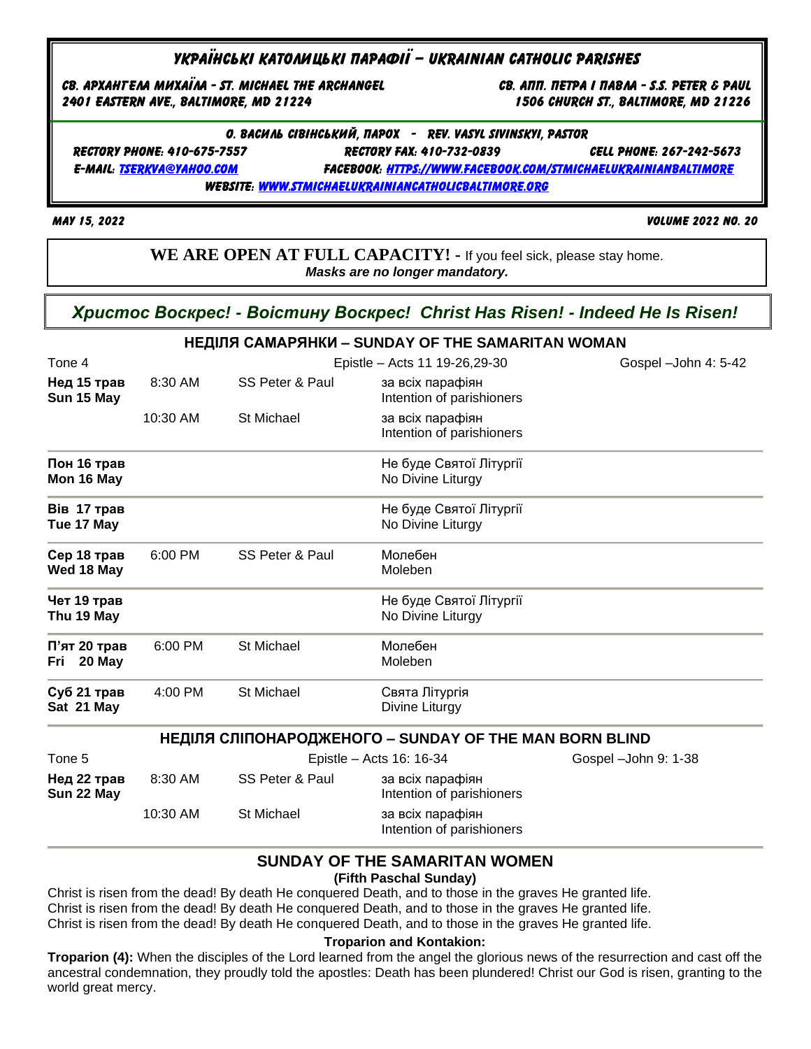# УКРАЇНСЬКІ КАТОЛИЦЬКІ ПАРАФІЇ – UKRAINIAN CATHOLIC PARISHES

**СВ. АРХАНГЕЛА МИХАЇЛА - ST. MICHAEL THE ARCHANGEL**
**2401 EASTERN AVE., BALTIMORE, MD 21224**

**СВ. АПП. ПЕТРА І ПАВЛА - S.S. PETER & PAUL**
**1506 CHURCH ST., BALTIMORE, MD 21226**

**О. ВАСИЛЬ СІВІНСЬКИЙ, ПАРОХ - REV. VASYL SIVINSKYI, PASTOR**

RECTORY PHONE: 410-675-7557 RECTORY FAX: 410-732-0839 CELL PHONE: 267-242-5673

E-MAIL: TSERKVA@YAHOO.COM FACEBOOK: HTTPS://WWW.FACEBOOK.COM/STMICHAELUKRAINIANBALTIMORE

WEBSITE: WWW.STMICHAELUKRAINIANCATHOLICBALTIMORE.ORG

MAY 15, 2022 VOLUME 2022 NO. 20

**WE ARE OPEN AT FULL CAPACITY!** - If you feel sick, please stay home.
***Masks are no longer mandatory.***

***Христос Воскрес! - Воістину Воскрес! Christ Has Risen! - Indeed He Is Risen!***

## НЕДІЛЯ САМАРЯНКИ – SUNDAY OF THE SAMARITAN WOMAN

| Tone 4 | | | Epistle – Acts 11 19-26,29-30 | Gospel –John 4: 5-42 |
|---|---|---|---|---|
| **Нед 15 трав Sun 15 May** | 8:30 AM | SS Peter & Paul | за всіх парафіян Intention of parishioners | |
| | 10:30 AM | St Michael | за всіх парафіян Intention of parishioners | |
| **Пон 16 трав Mon 16 May** | | | Не буде Святої Літургії No Divine Liturgy | |
| **Вів 17 трав Tue 17 May** | | | Не буде Святої Літургії No Divine Liturgy | |
| **Сер 18 трав Wed 18 May** | 6:00 PM | SS Peter & Paul | Молебен Moleben | |
| **Чет 19 трав Thu 19 May** | | | Не буде Святої Літургії No Divine Liturgy | |
| **П'ят 20 трав Fri 20 May** | 6:00 PM | St Michael | Молебен Moleben | |
| **Суб 21 трав Sat 21 May** | 4:00 PM | St Michael | Свята Літургія Divine Liturgy | |

## НЕДІЛЯ СЛІПОНАРОДЖЕНОГО – SUNDAY OF THE MAN BORN BLIND

| Tone 5 | | | Epistle – Acts 16: 16-34 | Gospel –John 9: 1-38 |
|---|---|---|---|---|
| **Нед 22 трав Sun 22 May** | 8:30 AM | SS Peter & Paul | за всіх парафіян Intention of parishioners | |
| | 10:30 AM | St Michael | за всіх парафіян Intention of parishioners | |

## SUNDAY OF THE SAMARITAN WOMEN

**(Fifth Paschal Sunday)**

Christ is risen from the dead! By death He conquered Death, and to those in the graves He granted life.
Christ is risen from the dead! By death He conquered Death, and to those in the graves He granted life.
Christ is risen from the dead! By death He conquered Death, and to those in the graves He granted life.

**Troparion and Kontakion:**

**Troparion (4):** When the disciples of the Lord learned from the angel the glorious news of the resurrection and cast off the ancestral condemnation, they proudly told the apostles: Death has been plundered! Christ our God is risen, granting to the world great mercy.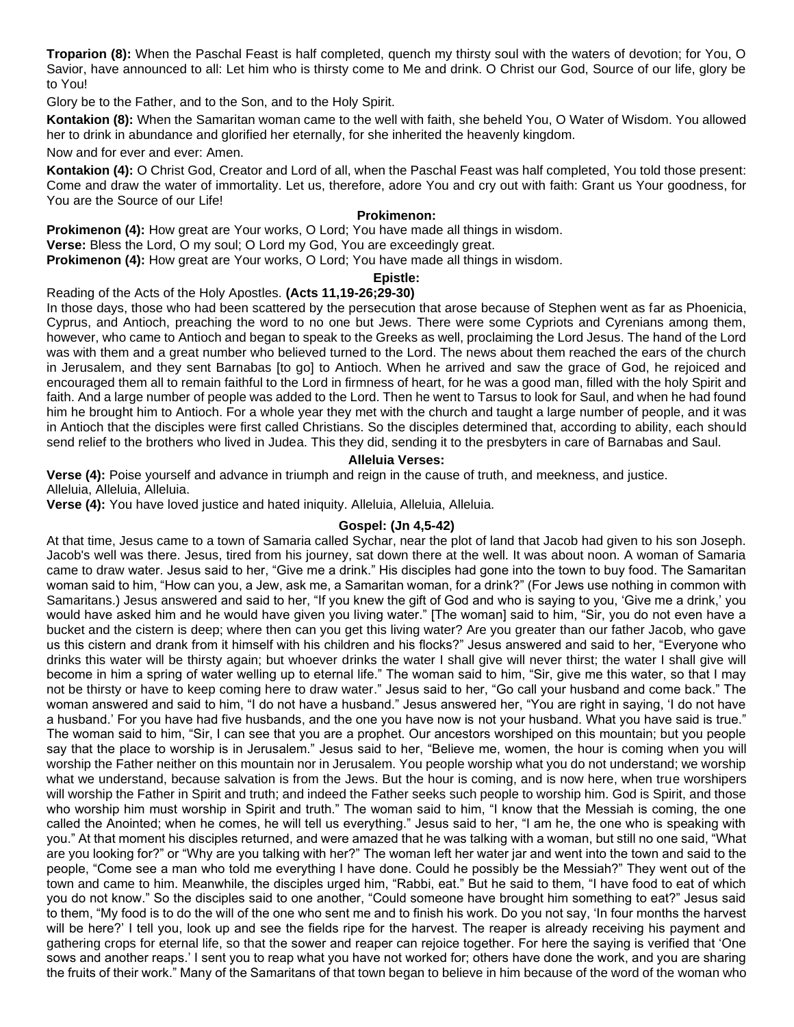**Troparion (8):** When the Paschal Feast is half completed, quench my thirsty soul with the waters of devotion; for You, O Savior, have announced to all: Let him who is thirsty come to Me and drink. O Christ our God, Source of our life, glory be to You!

Glory be to the Father, and to the Son, and to the Holy Spirit.

**Kontakion (8):** When the Samaritan woman came to the well with faith, she beheld You, O Water of Wisdom. You allowed her to drink in abundance and glorified her eternally, for she inherited the heavenly kingdom.

Now and for ever and ever: Amen.

**Kontakion (4):** O Christ God, Creator and Lord of all, when the Paschal Feast was half completed, You told those present: Come and draw the water of immortality. Let us, therefore, adore You and cry out with faith: Grant us Your goodness, for You are the Source of our Life!

**Prokimenon:**

**Prokimenon (4):** How great are Your works, O Lord; You have made all things in wisdom.
**Verse:** Bless the Lord, O my soul; O Lord my God, You are exceedingly great.
**Prokimenon (4):** How great are Your works, O Lord; You have made all things in wisdom.

**Epistle:**

Reading of the Acts of the Holy Apostles. **(Acts 11,19-26;29-30)**
In those days, those who had been scattered by the persecution that arose because of Stephen went as far as Phoenicia, Cyprus, and Antioch, preaching the word to no one but Jews. There were some Cypriots and Cyrenians among them, however, who came to Antioch and began to speak to the Greeks as well, proclaiming the Lord Jesus. The hand of the Lord was with them and a great number who believed turned to the Lord. The news about them reached the ears of the church in Jerusalem, and they sent Barnabas [to go] to Antioch. When he arrived and saw the grace of God, he rejoiced and encouraged them all to remain faithful to the Lord in firmness of heart, for he was a good man, filled with the holy Spirit and faith. And a large number of people was added to the Lord. Then he went to Tarsus to look for Saul, and when he had found him he brought him to Antioch. For a whole year they met with the church and taught a large number of people, and it was in Antioch that the disciples were first called Christians. So the disciples determined that, according to ability, each should send relief to the brothers who lived in Judea. This they did, sending it to the presbyters in care of Barnabas and Saul.

**Alleluia Verses:**

**Verse (4):** Poise yourself and advance in triumph and reign in the cause of truth, and meekness, and justice.
Alleluia, Alleluia, Alleluia.
**Verse (4):** You have loved justice and hated iniquity. Alleluia, Alleluia, Alleluia.

**Gospel: (Jn 4,5-42)**

At that time, Jesus came to a town of Samaria called Sychar, near the plot of land that Jacob had given to his son Joseph. Jacob's well was there. Jesus, tired from his journey, sat down there at the well. It was about noon. A woman of Samaria came to draw water. Jesus said to her, "Give me a drink." His disciples had gone into the town to buy food. The Samaritan woman said to him, "How can you, a Jew, ask me, a Samaritan woman, for a drink?" (For Jews use nothing in common with Samaritans.) Jesus answered and said to her, "If you knew the gift of God and who is saying to you, 'Give me a drink,' you would have asked him and he would have given you living water." [The woman] said to him, "Sir, you do not even have a bucket and the cistern is deep; where then can you get this living water? Are you greater than our father Jacob, who gave us this cistern and drank from it himself with his children and his flocks?" Jesus answered and said to her, "Everyone who drinks this water will be thirsty again; but whoever drinks the water I shall give will never thirst; the water I shall give will become in him a spring of water welling up to eternal life." The woman said to him, "Sir, give me this water, so that I may not be thirsty or have to keep coming here to draw water." Jesus said to her, "Go call your husband and come back." The woman answered and said to him, "I do not have a husband." Jesus answered her, "You are right in saying, 'I do not have a husband.' For you have had five husbands, and the one you have now is not your husband. What you have said is true." The woman said to him, "Sir, I can see that you are a prophet. Our ancestors worshiped on this mountain; but you people say that the place to worship is in Jerusalem." Jesus said to her, "Believe me, women, the hour is coming when you will worship the Father neither on this mountain nor in Jerusalem. You people worship what you do not understand; we worship what we understand, because salvation is from the Jews. But the hour is coming, and is now here, when true worshipers will worship the Father in Spirit and truth; and indeed the Father seeks such people to worship him. God is Spirit, and those who worship him must worship in Spirit and truth." The woman said to him, "I know that the Messiah is coming, the one called the Anointed; when he comes, he will tell us everything." Jesus said to her, "I am he, the one who is speaking with you." At that moment his disciples returned, and were amazed that he was talking with a woman, but still no one said, "What are you looking for?" or "Why are you talking with her?" The woman left her water jar and went into the town and said to the people, "Come see a man who told me everything I have done. Could he possibly be the Messiah?" They went out of the town and came to him. Meanwhile, the disciples urged him, "Rabbi, eat." But he said to them, "I have food to eat of which you do not know." So the disciples said to one another, "Could someone have brought him something to eat?" Jesus said to them, "My food is to do the will of the one who sent me and to finish his work. Do you not say, 'In four months the harvest will be here?' I tell you, look up and see the fields ripe for the harvest. The reaper is already receiving his payment and gathering crops for eternal life, so that the sower and reaper can rejoice together. For here the saying is verified that 'One sows and another reaps.' I sent you to reap what you have not worked for; others have done the work, and you are sharing the fruits of their work." Many of the Samaritans of that town began to believe in him because of the word of the woman who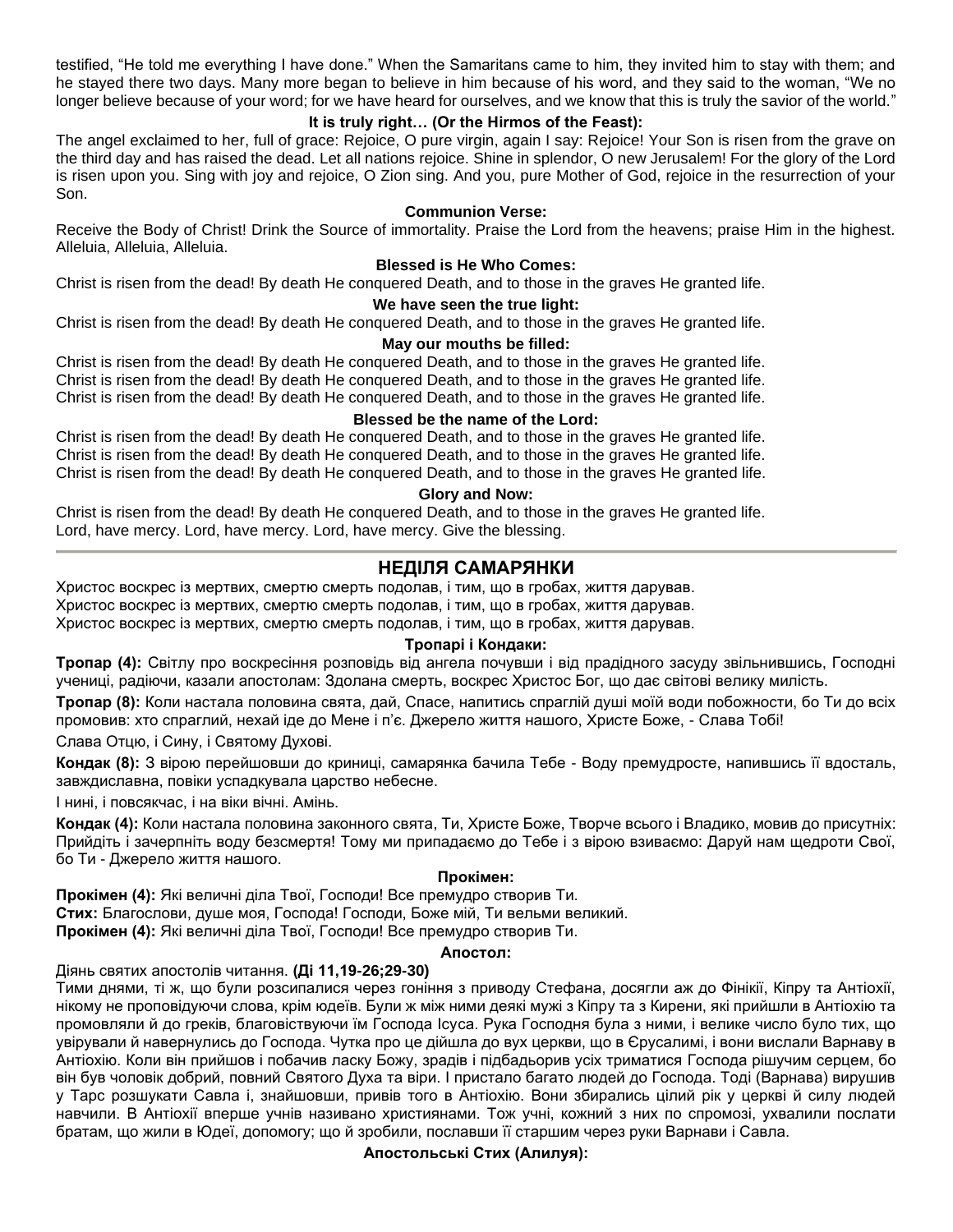testified, “He told me everything I have done.” When the Samaritans came to him, they invited him to stay with them; and he stayed there two days. Many more began to believe in him because of his word, and they said to the woman, “We no longer believe because of your word; for we have heard for ourselves, and we know that this is truly the savior of the world.”

**It is truly right… (Or the Hirmos of the Feast):**

The angel exclaimed to her, full of grace: Rejoice, O pure virgin, again I say: Rejoice! Your Son is risen from the grave on the third day and has raised the dead. Let all nations rejoice. Shine in splendor, O new Jerusalem! For the glory of the Lord is risen upon you. Sing with joy and rejoice, O Zion sing. And you, pure Mother of God, rejoice in the resurrection of your Son.

**Communion Verse:**

Receive the Body of Christ! Drink the Source of immortality. Praise the Lord from the heavens; praise Him in the highest. Alleluia, Alleluia, Alleluia.

**Blessed is He Who Comes:**

Christ is risen from the dead! By death He conquered Death, and to those in the graves He granted life.

**We have seen the true light:**

Christ is risen from the dead! By death He conquered Death, and to those in the graves He granted life.

**May our mouths be filled:**

Christ is risen from the dead! By death He conquered Death, and to those in the graves He granted life.
Christ is risen from the dead! By death He conquered Death, and to those in the graves He granted life.
Christ is risen from the dead! By death He conquered Death, and to those in the graves He granted life.

**Blessed be the name of the Lord:**

Christ is risen from the dead! By death He conquered Death, and to those in the graves He granted life.
Christ is risen from the dead! By death He conquered Death, and to those in the graves He granted life.
Christ is risen from the dead! By death He conquered Death, and to those in the graves He granted life.

**Glory and Now:**

Christ is risen from the dead! By death He conquered Death, and to those in the graves He granted life.
Lord, have mercy. Lord, have mercy. Lord, have mercy. Give the blessing.

---

## НЕДІЛЯ САМАРЯНКИ

Христос воскрес із мертвих, смертю смерть подолав, і тим, що в гробах, життя дарував.
Христос воскрес із мертвих, смертю смерть подолав, і тим, що в гробах, життя дарував.
Христос воскрес із мертвих, смертю смерть подолав, і тим, що в гробах, життя дарував.

**Тропарі і Кондаки:**

**Тропар (4):** Світлу про воскресіння розповідь від ангела почувши і від прадідного засуду звільнившись, Господні учениці, радіючи, казали апостолам: Здолана смерть, воскрес Христос Бог, що дає світові велику милість.

**Тропар (8):** Коли настала половина свята, дай, Спасе, напитись спраглій душі моїй води побожности, бо Ти до всіх промовив: хто спраглий, нехай іде до Мене і п’є. Джерело життя нашого, Христе Боже, - Слава Тобі!

Слава Отцю, і Сину, і Святому Духові.

**Кондак (8):** З вірою перейшовши до криниці, самарянка бачила Тебе - Воду премудросте, напившись її вдосталь, завждиславна, повіки успадкувала царство небесне.

І нині, і повсякчас, і на віки вічні. Амінь.

**Кондак (4):** Коли настала половина законного свята, Ти, Христе Боже, Творче всього і Владико, мовив до присутніх: Прийдіть і зачерпніть воду безсмертя! Тому ми припадаємо до Тебе і з вірою взиваємо: Даруй нам щедроти Свої, бо Ти - Джерело життя нашого.

**Прокімен:**

**Прокімен (4):** Які величні діла Твої, Господи! Все премудро створив Ти.
**Стих:** Благослови, душе моя, Господа! Господи, Боже мій, Ти вельми великий.
**Прокімен (4):** Які величні діла Твої, Господи! Все премудро створив Ти.

**Апостол:**

Діянь святих апостолів читання. **(Ді 11,19-26;29-30)**

Тими днями, ті ж, що були розсипалися через гоніння з приводу Стефана, досягли аж до Фінікії, Кіпру та Антіохії, нікому не проповідуючи слова, крім юдеїв. Були ж між ними деякі мужі з Кіпру та з Кирени, які прийшли в Антіохію та промовляли й до греків, благовіствуючи їм Господа Ісуса. Рука Господня була з ними, і велике число було тих, що увірували й навернулись до Господа. Чутка про це дійшла до вух церкви, що в Єрусалимі, і вони вислали Варнаву в Антіохію. Коли він прийшов і побачив ласку Божу, зрадів і підбадьорив усіх триматися Господа рішучим серцем, бо він був чоловік добрий, повний Святого Духа та віри. І пристало багато людей до Господа. Тоді (Варнава) вирушив у Тарс розшукати Савла і, знайшовши, привів того в Антіохію. Вони збирались цілий рік у церкві й силу людей навчили. В Антіохії вперше учнів називано християнами. Тож учні, кожний з них по спромозі, ухвалили послати братам, що жили в Юдеї, допомогу; що й зробили, пославши її старшим через руки Варнави і Савла.

**Апостольські Стих (Алилуя):**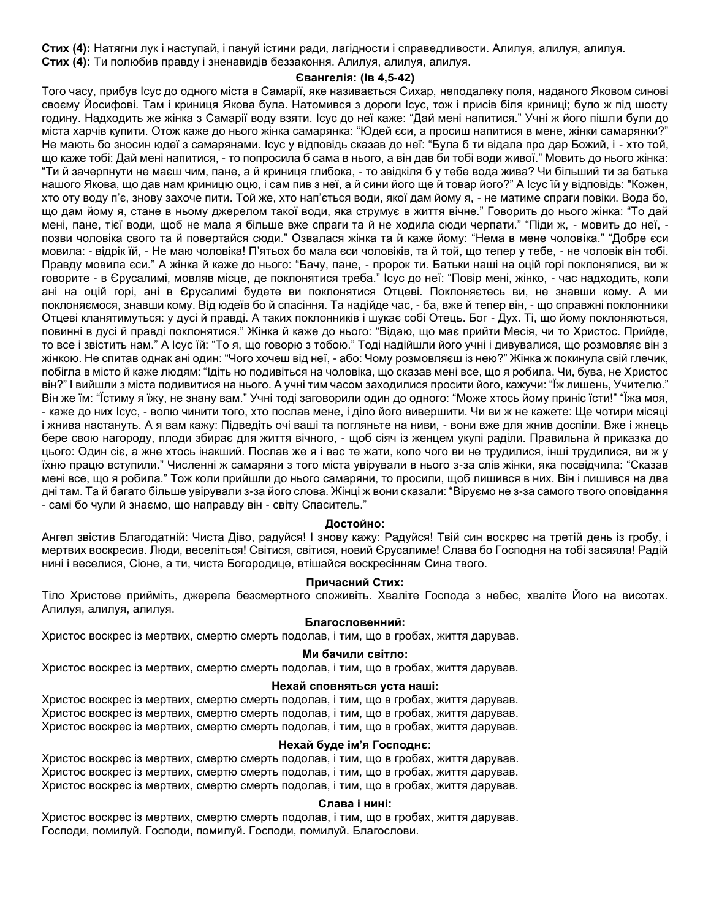**Стих (4):** Натягни лук і наступай, і пануй істини ради, лагідности і справедливости. Алилуя, алилуя, алилуя.
**Стих (4):** Ти полюбив правду і зненавидів беззаконня. Алилуя, алилуя, алилуя.

### Євангелія: (Ів 4,5-42)

Того часу, прибув Ісус до одного міста в Самарії, яке називається Сихар, неподалеку поля, наданого Яковом синові своєму Йосифові. Там і криниця Якова була. Натомився з дороги Ісус, тож і присів біля криниці; було ж під шосту годину. Надходить же жінка з Самарії воду взяти. Ісус до неї каже: "Дай мені напитися." Учні ж його пішли були до міста харчів купити. Отож каже до нього жінка самарянка: "Юдей єси, а просиш напитися в мене, жінки самарянки?" Не мають бо зносин юдеї з самарянами. Ісус у відповідь сказав до неї: "Була б ти відала про дар Божий, і - хто той, що каже тобі: Дай мені напитися, - то попросила б сама в нього, а він дав би тобі води живої." Мовить до нього жінка: "Ти й зачерпнути не маєш чим, пане, а й криниця глибока, - то звідкіля б у тебе вода жива? Чи більший ти за батька нашого Якова, що дав нам криницю оцю, і сам пив з неї, а й сини його ще й товар його?" А Ісус їй у відповідь: "Кожен, хто оту воду п'є, знову захоче пити. Той же, хто нап'ється води, якої дам йому я, - не матиме спраги повіки. Вода бо, що дам йому я, стане в ньому джерелом такої води, яка струмує в життя вічне." Говорить до нього жінка: "То дай мені, пане, тієї води, щоб не мала я більше вже спраги та й не ходила сюди черпати." "Піди ж, - мовить до неї, - позви чоловіка свого та й повертайся сюди." Озвалася жінка та й каже йому: "Нема в мене чоловіка." "Добре єси мовила: - відрік їй, - Не маю чоловіка! П'ятьох бо мала єси чоловіків, та й той, що тепер у тебе, - не чоловік він тобі. Правду мовила єси." А жінка й каже до нього: "Бачу, пане, - пророк ти. Батьки наші на оцій горі поклонялися, ви ж говорите - в Єрусалимі, мовляв місце, де поклонятися треба." Ісус до неї: "Повір мені, жінко, - час надходить, коли ані на оцій горі, ані в Єрусалимі будете ви поклонятися Отцеві. Поклоняєтесь ви, не знавши кому. А ми поклоняємося, знавши кому. Від юдеїв бо й спасіння. Та надійде час, - ба, вже й тепер він, - що справжні поклонники Отцеві кланятимуться: у дусі й правді. А таких поклонників і шукає собі Отець. Бог - Дух. Ті, що йому поклоняються, повинні в дусі й правді поклонятися." Жінка й каже до нього: "Відаю, що має прийти Месія, чи то Христос. Прийде, то все і звістить нам." А Ісус їй: "То я, що говорю з тобою." Тоді надійшли його учні і дивувалися, що розмовляє він з жінкою. Не спитав однак ані один: "Чого хочеш від неї, - або: Чому розмовляєш із нею?" Жінка ж покинула свій глечик, побігла в місто й каже людям: "Ідіть но подивіться на чоловіка, що сказав мені все, що я робила. Чи, бува, не Христос він?" І вийшли з міста подивитися на нього. А учні тим часом заходилися просити його, кажучи: "Їж лишень, Учителю." Він же їм: "Їстиму я їжу, не знану вам." Учні тоді заговорили один до одного: "Може хтось йому приніс їсти!" "Їжа моя, - каже до них Ісус, - волю чинити того, хто послав мене, і діло його вивершити. Чи ви ж не кажете: Ще чотири місяці і жнива настануть. А я вам кажу: Підведіть очі ваші та погляньте на ниви, - вони вже для жнив доспіли. Вже і жнець бере свою нагороду, плоди збирає для життя вічного, - щоб сіяч із женцем укупі раділи. Правильна й приказка до цього: Один сіє, а жне хтось інакший. Послав же я і вас те жати, коло чого ви не трудилися, інші трудилися, ви ж у їхню працю вступили." Численні ж самаряни з того міста увірували в нього з-за слів жінки, яка посвідчила: "Сказав мені все, що я робила." Тож коли прийшли до нього самаряни, то просили, щоб лишився в них. Він і лишився на два дні там. Та й багато більше увірували з-за його слова. Жінці ж вони сказали: "Віруємо не з-за самого твого оповідання - самі бо чули й знаємо, що направду він - світу Спаситель."

### Достойно:

Ангел звістив Благодатній: Чиста Діво, радуйся! І знову кажу: Радуйся! Твій син воскрес на третій день із гробу, і мертвих воскресив. Люди, веселіться! Світися, світися, новий Єрусалиме! Слава бо Господня на тобі засяяла! Радій нині і веселися, Сіоне, а ти, чиста Богородице, втішайся воскресінням Сина твого.

### Причасний Стих:

Тіло Христове прийміть, джерела безсмертного споживіть. Хваліте Господа з небес, хваліте Його на висотах. Алилуя, алилуя, алилуя.

### Благословенний:

Христос воскрес із мертвих, смертю смерть подолав, і тим, що в гробах, життя дарував.

### Ми бачили світло:

Христос воскрес із мертвих, смертю смерть подолав, і тим, що в гробах, життя дарував.

### Нехай сповняться уста наші:

Христос воскрес із мертвих, смертю смерть подолав, і тим, що в гробах, життя дарував.
Христос воскрес із мертвих, смертю смерть подолав, і тим, що в гробах, життя дарував.
Христос воскрес із мертвих, смертю смерть подолав, і тим, що в гробах, життя дарував.

### Нехай буде ім'я Господнє:

Христос воскрес із мертвих, смертю смерть подолав, і тим, що в гробах, життя дарував.
Христос воскрес із мертвих, смертю смерть подолав, і тим, що в гробах, життя дарував.
Христос воскрес із мертвих, смертю смерть подолав, і тим, що в гробах, життя дарував.

### Слава і нині:

Христос воскрес із мертвих, смертю смерть подолав, і тим, що в гробах, життя дарував.
Господи, помилуй. Господи, помилуй. Господи, помилуй. Благослови.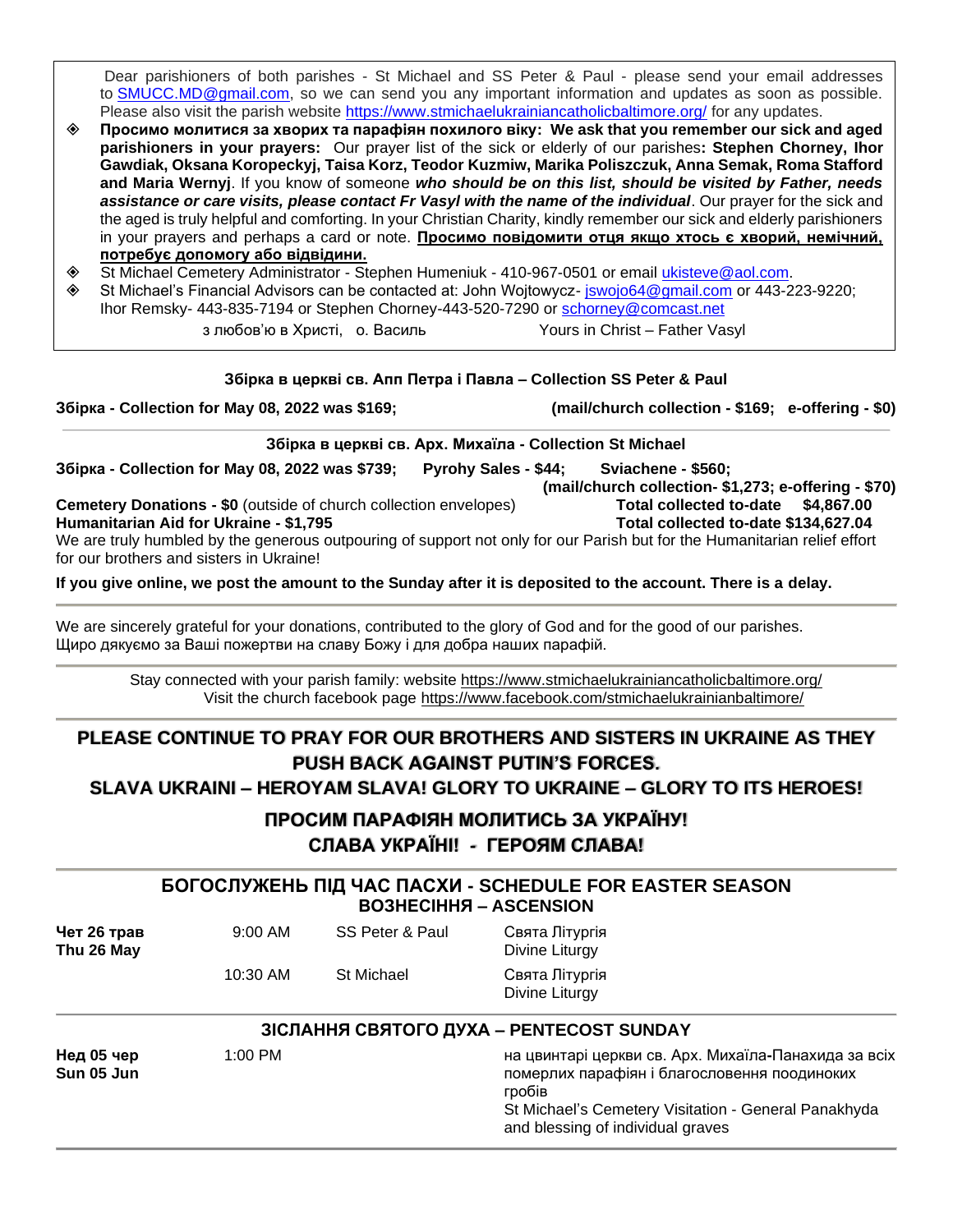Dear parishioners of both parishes - St Michael and SS Peter & Paul - please send your email addresses to SMUCC.MD@gmail.com, so we can send you any important information and updates as soon as possible. Please also visit the parish website https://www.stmichaelukrainiancatholicbaltimore.org/ for any updates.

- **Просимо молитися за хворих та парафіян похилого віку: We ask that you remember our sick and aged parishioners in your prayers:** Our prayer list of the sick or elderly of our parishes**: Stephen Chorney, Ihor Gawdiak, Oksana Koropeckyj, Taisa Korz, Teodor Kuzmiw, Marika Poliszczuk, Anna Semak, Roma Stafford and Maria Wernyj**. If you know of someone ***who should be on this list, should be visited by Father, needs assistance or care visits, please contact Fr Vasyl with the name of the individual***. Our prayer for the sick and the aged is truly helpful and comforting. In your Christian Charity, kindly remember our sick and elderly parishioners in your prayers and perhaps a card or note. **Просимо повідомити отця якщо хтось є хворий, немічний, потребує допомогу або відвідини.**
- St Michael Cemetery Administrator - Stephen Humeniuk - 410-967-0501 or email ukisteve@aol.com.
- St Michael's Financial Advisors can be contacted at: John Wojtowycz- jswojo64@gmail.com or 443-223-9220; Ihor Remsky- 443-835-7194 or Stephen Chorney-443-520-7290 or schorney@comcast.net

з любов'ю в Христі, о. Василь    Yours in Christ – Father Vasyl

**Збірка в церкві св. Апп Петра і Павла – Collection SS Peter & Paul**

**Збірка - Collection for May 08, 2022 was $169;** **(mail/church collection - $169; e-offering - $0)**

---

**Збірка в церкві св. Арх. Михаїла - Collection St Michael**

**Збірка - Collection for May 08, 2022 was $739; Pyrohy Sales - $44; Sviachene - $560;**
**(mail/church collection- $1,273; e-offering - $70)**

**Cemetery Donations - $0** (outside of church collection envelopes) **Total collected to-date $4,867.00**
**Humanitarian Aid for Ukraine - $1,795** **Total collected to-date $134,627.04**

We are truly humbled by the generous outpouring of support not only for our Parish but for the Humanitarian relief effort for our brothers and sisters in Ukraine!

**If you give online, we post the amount to the Sunday after it is deposited to the account. There is a delay.**

---

We are sincerely grateful for your donations, contributed to the glory of God and for the good of our parishes.
Щиро дякуємо за Ваші пожертви на славу Божу і для добра наших парафій.

---

Stay connected with your parish family: website https://www.stmichaelukrainiancatholicbaltimore.org/
Visit the church facebook page https://www.facebook.com/stmichaelukrainianbaltimore/

---

**PLEASE CONTINUE TO PRAY FOR OUR BROTHERS AND SISTERS IN UKRAINE AS THEY PUSH BACK AGAINST PUTIN'S FORCES.**
**SLAVA UKRAINI – HEROYAM SLAVA! GLORY TO UKRAINE – GLORY TO ITS HEROES!**

**ПРОСИМ ПАРАФІЯН МОЛИТИСЬ ЗА УКРАЇНУ!**
**СЛАВА УКРАЇНІ! - ГЕРОЯМ СЛАВА!**

---

## БОГОСЛУЖЕНЬ ПІД ЧАС ПАСХИ - SCHEDULE FOR EASTER SEASON

### ВОЗНЕСІННЯ – ASCENSION

| | | | |
|---|---|---|---|
| **Чет 26 трав Thu 26 May** | 9:00 AM | SS Peter & Paul | Свята Літургія Divine Liturgy |
| | 10:30 AM | St Michael | Свята Літургія Divine Liturgy |

### ЗІСЛАННЯ СВЯТОГО ДУХА – PENTECOST SUNDAY

| | | | |
|---|---|---|---|
| **Нед 05 чер Sun 05 Jun** | 1:00 PM | | на цвинтарі церкви св. Арх. Михаїла-Панахида за всіх померлих парафіян і благословення поодиноких гробів St Michael's Cemetery Visitation - General Panakhyda and blessing of individual graves |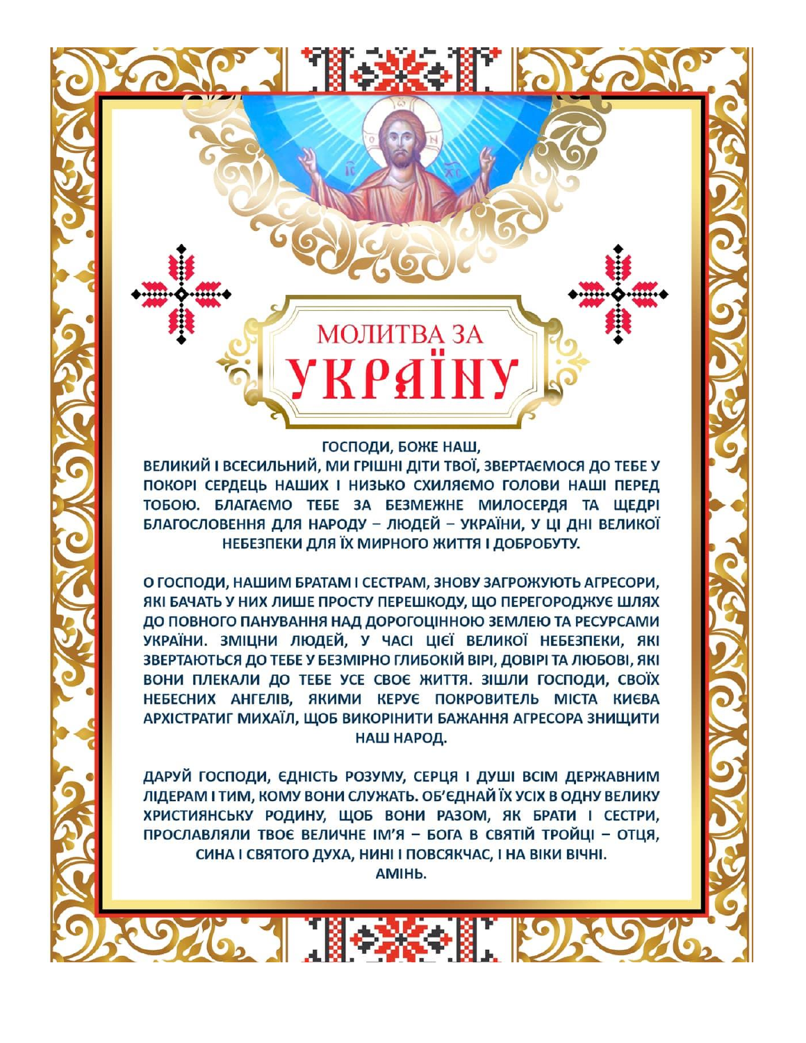# МОЛИТВА ЗА УКРАЇНУ

**ГОСПОДИ, БОЖЕ НАШ,**
**ВЕЛИКИЙ І ВСЕСИЛЬНИЙ, МИ ГРІШНІ ДІТИ ТВОЇ, ЗВЕРТАЄМОСЯ ДО ТЕБЕ У ПОКОРІ СЕРДЕЦЬ НАШИХ І НИЗЬКО СХИЛЯЄМО ГОЛОВИ НАШІ ПЕРЕД ТОБОЮ. БЛАГАЄМО ТЕБЕ ЗА БЕЗМЕЖНЕ МИЛОСЕРДЯ ТА ЩЕДРІ БЛАГОСЛОВЕННЯ ДЛЯ НАРОДУ – ЛЮДЕЙ – УКРАЇНИ, У ЦІ ДНІ ВЕЛИКОЇ НЕБЕЗПЕКИ ДЛЯ ЇХ МИРНОГО ЖИТТЯ І ДОБРОБУТУ.**

**О ГОСПОДИ, НАШИМ БРАТАМ І СЕСТРАМ, ЗНОВУ ЗАГРОЖУЮТЬ АГРЕСОРИ, ЯКІ БАЧАТЬ У НИХ ЛИШЕ ПРОСТУ ПЕРЕШКОДУ, ЩО ПЕРЕГОРОДЖУЄ ШЛЯХ ДО ПОВНОГО ПАНУВАННЯ НАД ДОРОГОЦІННОЮ ЗЕМЛЕЮ ТА РЕСУРСАМИ УКРАЇНИ. ЗМІЦНИ ЛЮДЕЙ, У ЧАСІ ЦІЄЇ ВЕЛИКОЇ НЕБЕЗПЕКИ, ЯКІ ЗВЕРТАЮТЬСЯ ДО ТЕБЕ У БЕЗМІРНО ГЛИБОКІЙ ВІРІ, ДОВІРІ ТА ЛЮБОВІ, ЯКІ ВОНИ ПЛЕКАЛИ ДО ТЕБЕ УСЕ СВОЄ ЖИТТЯ. ЗІШЛИ ГОСПОДИ, СВОЇХ НЕБЕСНИХ АНГЕЛІВ, ЯКИМИ КЕРУЄ ПОКРОВИТЕЛЬ МІСТА КИЄВА АРХІСТРАТИГ МИХАЇЛ, ЩОБ ВИКОРІНИТИ БАЖАННЯ АГРЕСОРА ЗНИЩИТИ НАШ НАРОД.**

**ДАРУЙ ГОСПОДИ, ЄДНІСТЬ РОЗУМУ, СЕРЦЯ І ДУШІ ВСІМ ДЕРЖАВНИМ ЛІДЕРАМ І ТИМ, КОМУ ВОНИ СЛУЖАТЬ. ОБ'ЄДНАЙ ЇХ УСІХ В ОДНУ ВЕЛИКУ ХРИСТИЯНСЬКУ РОДИНУ, ЩОБ ВОНИ РАЗОМ, ЯК БРАТИ І СЕСТРИ, ПРОСЛАВЛЯЛИ ТВОЄ ВЕЛИЧНЕ ІМ'Я – БОГА В СВЯТІЙ ТРОЙЦІ – ОТЦЯ, СИНА І СВЯТОГО ДУХА, НИНІ І ПОВСЯКЧАС, І НА ВІКИ ВІЧНІ.**
**АМІНЬ.**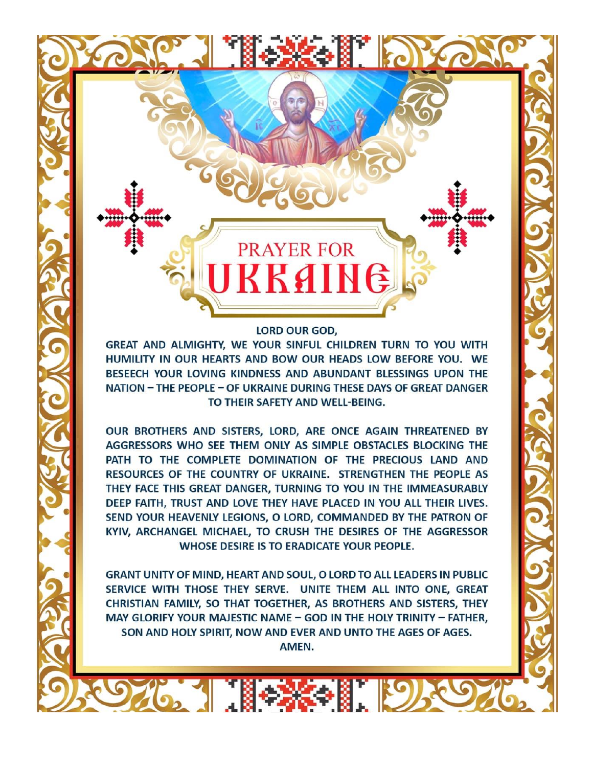# PRAYER FOR UKRAINE

LORD OUR GOD,

GREAT AND ALMIGHTY, WE YOUR SINFUL CHILDREN TURN TO YOU WITH HUMILITY IN OUR HEARTS AND BOW OUR HEADS LOW BEFORE YOU. WE BESEECH YOUR LOVING KINDNESS AND ABUNDANT BLESSINGS UPON THE NATION – THE PEOPLE – OF UKRAINE DURING THESE DAYS OF GREAT DANGER TO THEIR SAFETY AND WELL-BEING.

OUR BROTHERS AND SISTERS, LORD, ARE ONCE AGAIN THREATENED BY AGGRESSORS WHO SEE THEM ONLY AS SIMPLE OBSTACLES BLOCKING THE PATH TO THE COMPLETE DOMINATION OF THE PRECIOUS LAND AND RESOURCES OF THE COUNTRY OF UKRAINE. STRENGTHEN THE PEOPLE AS THEY FACE THIS GREAT DANGER, TURNING TO YOU IN THE IMMEASURABLY DEEP FAITH, TRUST AND LOVE THEY HAVE PLACED IN YOU ALL THEIR LIVES. SEND YOUR HEAVENLY LEGIONS, O LORD, COMMANDED BY THE PATRON OF KYIV, ARCHANGEL MICHAEL, TO CRUSH THE DESIRES OF THE AGGRESSOR WHOSE DESIRE IS TO ERADICATE YOUR PEOPLE.

GRANT UNITY OF MIND, HEART AND SOUL, O LORD TO ALL LEADERS IN PUBLIC SERVICE WITH THOSE THEY SERVE. UNITE THEM ALL INTO ONE, GREAT CHRISTIAN FAMILY, SO THAT TOGETHER, AS BROTHERS AND SISTERS, THEY MAY GLORIFY YOUR MAJESTIC NAME – GOD IN THE HOLY TRINITY – FATHER, SON AND HOLY SPIRIT, NOW AND EVER AND UNTO THE AGES OF AGES.

AMEN.